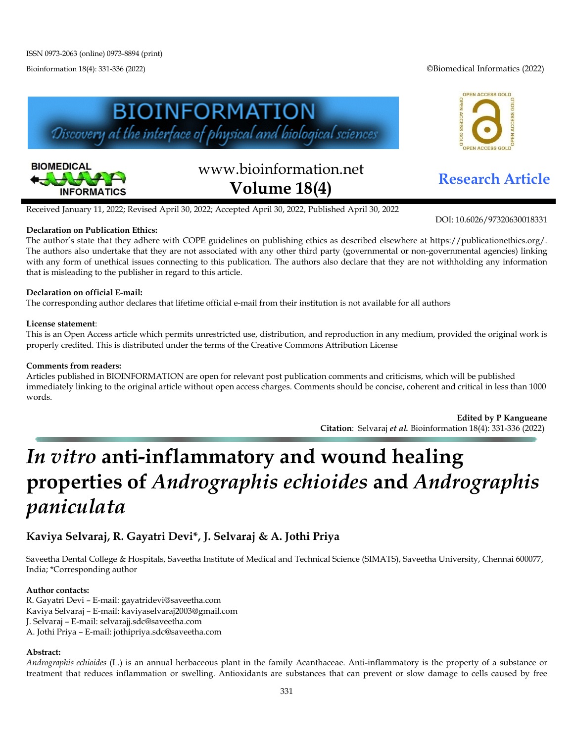ISSN 0973-2063 (online) 0973-8894 (print)

Bioinformation 18(4): 331-336 (2022) ©Biomedical Informatics (2022)

www.bioinformation.net
**Volume 18(4)**

**Research Article**

Received January 11, 2022; Revised April 30, 2022; Accepted April 30, 2022, Published April 30, 2022

DOI: 10.6026/97320630018331

**Declaration on Publication Ethics:**
The author's state that they adhere with COPE guidelines on publishing ethics as described elsewhere at https://publicationethics.org/. The authors also undertake that they are not associated with any other third party (governmental or non-governmental agencies) linking with any form of unethical issues connecting to this publication. The authors also declare that they are not withholding any information that is misleading to the publisher in regard to this article.

**Declaration on official E-mail:**
The corresponding author declares that lifetime official e-mail from their institution is not available for all authors

**License statement**:
This is an Open Access article which permits unrestricted use, distribution, and reproduction in any medium, provided the original work is properly credited. This is distributed under the terms of the Creative Commons Attribution License

**Comments from readers:**
Articles published in BIOINFORMATION are open for relevant post publication comments and criticisms, which will be published immediately linking to the original article without open access charges. Comments should be concise, coherent and critical in less than 1000 words.

**Edited by P Kangueane**
**Citation**: Selvaraj ***et al.*** Bioinformation 18(4): 331-336 (2022)

# *In vitro* anti-inflammatory and wound healing properties of *Andrographis echioides* and *Andrographis paniculata*

## Kaviya Selvaraj, R. Gayatri Devi*, J. Selvaraj & A. Jothi Priya

Saveetha Dental College & Hospitals, Saveetha Institute of Medical and Technical Science (SIMATS), Saveetha University, Chennai 600077, India; *Corresponding author

**Author contacts:**
R. Gayatri Devi – E-mail: gayatridevi@saveetha.com
Kaviya Selvaraj – E-mail: kaviyaselvaraj2003@gmail.com
J. Selvaraj – E-mail: selvarajj.sdc@saveetha.com
A. Jothi Priya – E-mail: jothipriya.sdc@saveetha.com

**Abstract:**
*Andrographis echioides* (L.) is an annual herbaceous plant in the family Acanthaceae. Anti-inflammatory is the property of a substance or treatment that reduces inflammation or swelling. Antioxidants are substances that can prevent or slow damage to cells caused by free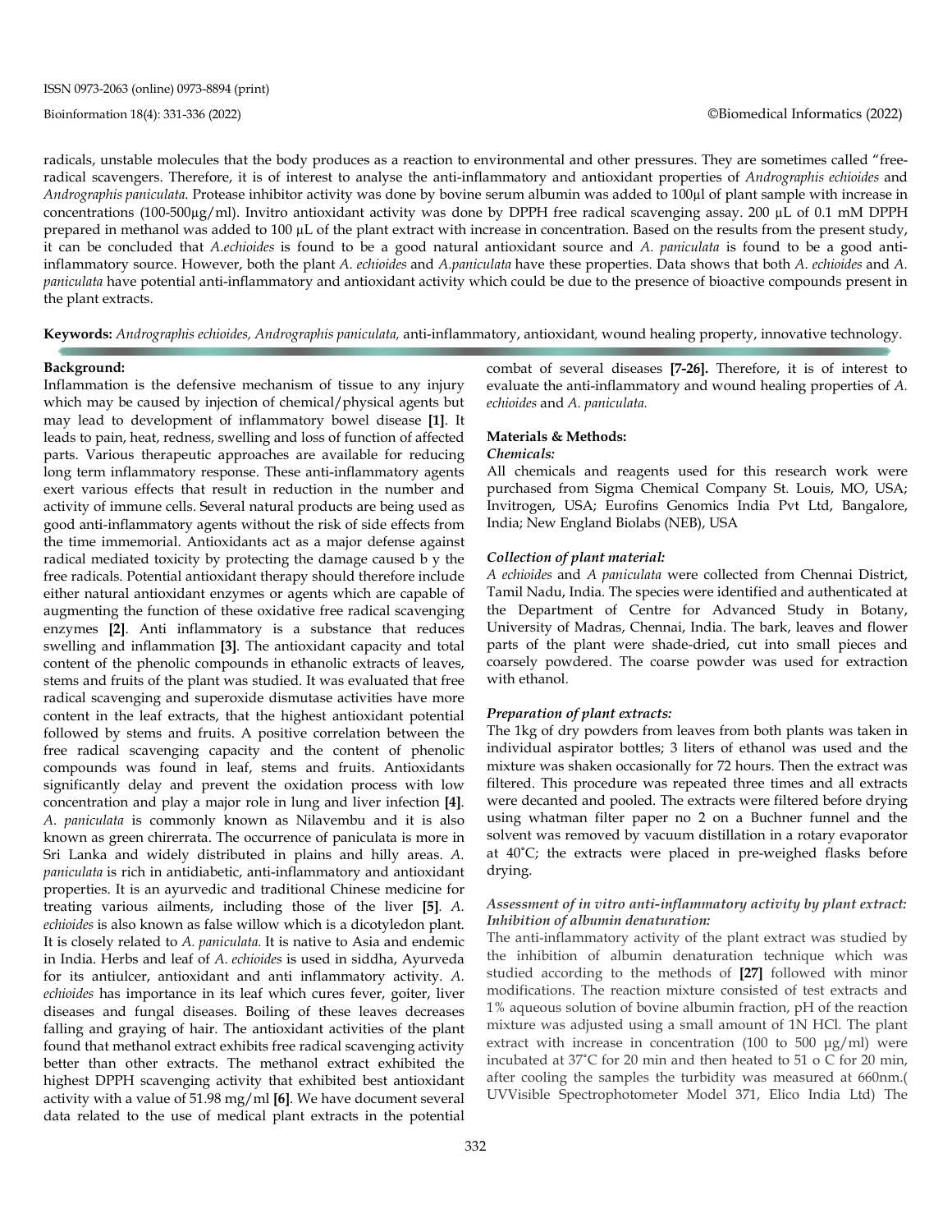radicals, unstable molecules that the body produces as a reaction to environmental and other pressures. They are sometimes called "free-radical scavengers. Therefore, it is of interest to analyse the anti-inflammatory and antioxidant properties of *Andrographis echioides* and *Andrographis paniculata*. Protease inhibitor activity was done by bovine serum albumin was added to 100µl of plant sample with increase in concentrations (100-500µg/ml). Invitro antioxidant activity was done by DPPH free radical scavenging assay. 200 µL of 0.1 mM DPPH prepared in methanol was added to 100 µL of the plant extract with increase in concentration. Based on the results from the present study, it can be concluded that *A.echioides* is found to be a good natural antioxidant source and *A. paniculata* is found to be a good anti-inflammatory source. However, both the plant *A. echioides* and *A.paniculata* have these properties. Data shows that both *A. echioides* and *A. paniculata* have potential anti-inflammatory and antioxidant activity which could be due to the presence of bioactive compounds present in the plant extracts.

**Keywords:** *Andrographis echioides, Andrographis paniculata,* anti-inflammatory, antioxidant, wound healing property, innovative technology.

## Background:

Inflammation is the defensive mechanism of tissue to any injury which may be caused by injection of chemical/physical agents but may lead to development of inflammatory bowel disease **[1]**. It leads to pain, heat, redness, swelling and loss of function of affected parts. Various therapeutic approaches are available for reducing long term inflammatory response. These anti-inflammatory agents exert various effects that result in reduction in the number and activity of immune cells. Several natural products are being used as good anti-inflammatory agents without the risk of side effects from the time immemorial. Antioxidants act as a major defense against radical mediated toxicity by protecting the damage caused b y the free radicals. Potential antioxidant therapy should therefore include either natural antioxidant enzymes or agents which are capable of augmenting the function of these oxidative free radical scavenging enzymes **[2]**. Anti inflammatory is a substance that reduces swelling and inflammation **[3]**. The antioxidant capacity and total content of the phenolic compounds in ethanolic extracts of leaves, stems and fruits of the plant was studied. It was evaluated that free radical scavenging and superoxide dismutase activities have more content in the leaf extracts, that the highest antioxidant potential followed by stems and fruits. A positive correlation between the free radical scavenging capacity and the content of phenolic compounds was found in leaf, stems and fruits. Antioxidants significantly delay and prevent the oxidation process with low concentration and play a major role in lung and liver infection **[4]**. *A. paniculata* is commonly known as Nilavembu and it is also known as green chirerrata. The occurrence of paniculata is more in Sri Lanka and widely distributed in plains and hilly areas. *A. paniculata* is rich in antidiabetic, anti-inflammatory and antioxidant properties. It is an ayurvedic and traditional Chinese medicine for treating various ailments, including those of the liver **[5]**. *A. echioides* is also known as false willow which is a dicotyledon plant. It is closely related to *A. paniculata.* It is native to Asia and endemic in India. Herbs and leaf of *A. echioides* is used in siddha, Ayurveda for its antiulcer, antioxidant and anti inflammatory activity. *A. echioides* has importance in its leaf which cures fever, goiter, liver diseases and fungal diseases. Boiling of these leaves decreases falling and graying of hair. The antioxidant activities of the plant found that methanol extract exhibits free radical scavenging activity better than other extracts. The methanol extract exhibited the highest DPPH scavenging activity that exhibited best antioxidant activity with a value of 51.98 mg/ml **[6]**. We have document several data related to the use of medical plant extracts in the potential combat of several diseases **[7-26].** Therefore, it is of interest to evaluate the anti-inflammatory and wound healing properties of *A. echioides* and *A. paniculata.*

## Materials & Methods:

### *Chemicals:*

All chemicals and reagents used for this research work were purchased from Sigma Chemical Company St. Louis, MO, USA; Invitrogen, USA; Eurofins Genomics India Pvt Ltd, Bangalore, India; New England Biolabs (NEB), USA

### *Collection of plant material:*

*A echioides* and *A paniculata* were collected from Chennai District, Tamil Nadu, India. The species were identified and authenticated at the Department of Centre for Advanced Study in Botany, University of Madras, Chennai, India. The bark, leaves and flower parts of the plant were shade-dried, cut into small pieces and coarsely powdered. The coarse powder was used for extraction with ethanol.

### *Preparation of plant extracts:*

The 1kg of dry powders from leaves from both plants was taken in individual aspirator bottles; 3 liters of ethanol was used and the mixture was shaken occasionally for 72 hours. Then the extract was filtered. This procedure was repeated three times and all extracts were decanted and pooled. The extracts were filtered before drying using whatman filter paper no 2 on a Buchner funnel and the solvent was removed by vacuum distillation in a rotary evaporator at 40˚C; the extracts were placed in pre-weighed flasks before drying.

### *Assessment of in vitro anti-inflammatory activity by plant extract: Inhibition of albumin denaturation:*

The anti-inflammatory activity of the plant extract was studied by the inhibition of albumin denaturation technique which was studied according to the methods of **[27]** followed with minor modifications. The reaction mixture consisted of test extracts and 1% aqueous solution of bovine albumin fraction, pH of the reaction mixture was adjusted using a small amount of 1N HCl. The plant extract with increase in concentration (100 to 500 µg/ml) were incubated at 37˚C for 20 min and then heated to 51 o C for 20 min, after cooling the samples the turbidity was measured at 660nm.( UVVisible Spectrophotometer Model 371, Elico India Ltd) The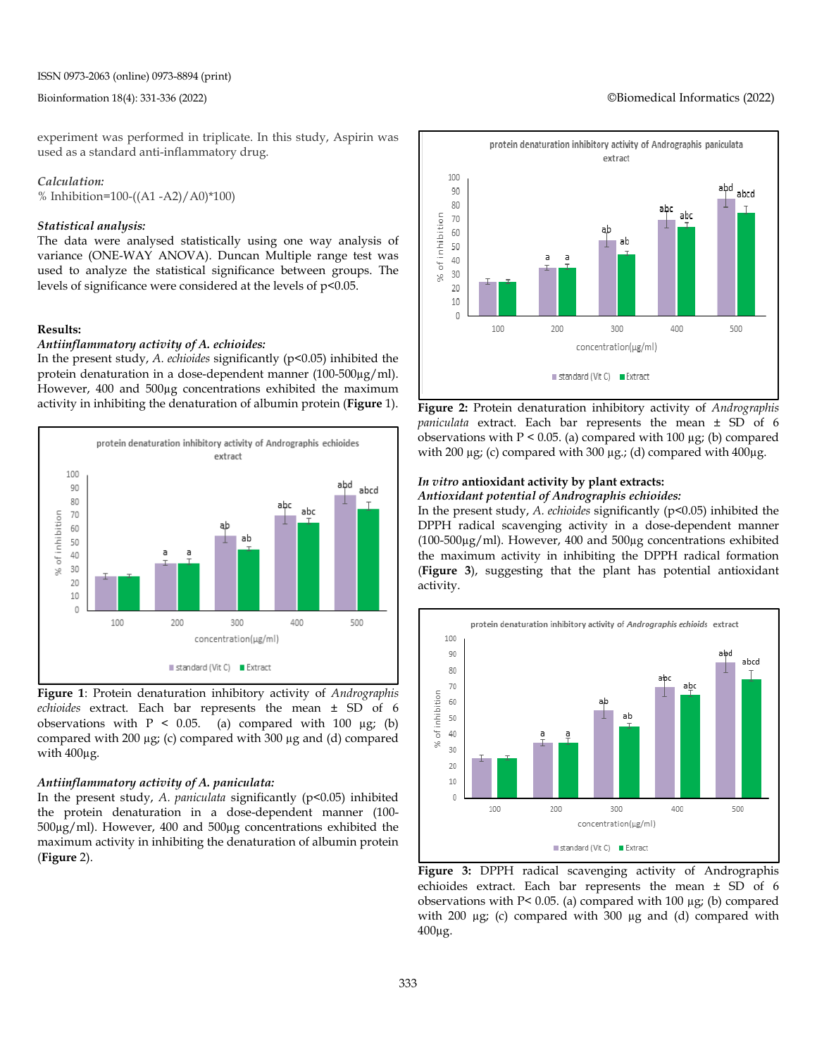experiment was performed in triplicate. In this study, Aspirin was used as a standard anti-inflammatory drug.

*Calculation:*

% Inhibition=100-((A1 -A2)/A0)*100)

*Statistical analysis:*

The data were analysed statistically using one way analysis of variance (ONE-WAY ANOVA). Duncan Multiple range test was used to analyze the statistical significance between groups. The levels of significance were considered at the levels of p<0.05.

**Results:**

***Antiinflammatory activity of A. echioides:***

In the present study, *A. echioides* significantly (p<0.05) inhibited the protein denaturation in a dose-dependent manner (100-500µg/ml). However, 400 and 500µg concentrations exhibited the maximum activity in inhibiting the denaturation of albumin protein (**Figure** 1).

**Figure 1**: Protein denaturation inhibitory activity of *Andrographis echioides* extract. Each bar represents the mean ± SD of 6 observations with P < 0.05. (a) compared with 100 µg; (b) compared with 200 µg; (c) compared with 300 µg and (d) compared with 400µg.

***Antiinflammatory activity of A. paniculata:***

In the present study, *A. paniculata* significantly (p<0.05) inhibited the protein denaturation in a dose-dependent manner (100-500µg/ml). However, 400 and 500µg concentrations exhibited the maximum activity in inhibiting the denaturation of albumin protein (**Figure** 2).

**Figure 2:** Protein denaturation inhibitory activity of *Andrographis paniculata* extract. Each bar represents the mean ± SD of 6 observations with P < 0.05. (a) compared with 100 µg; (b) compared with 200 µg; (c) compared with 300 µg.; (d) compared with 400µg.

***In vitro* antioxidant activity by plant extracts:**

***Antioxidant potential of Andrographis echioides:***

In the present study, *A. echioides* significantly (p<0.05) inhibited the DPPH radical scavenging activity in a dose-dependent manner (100-500µg/ml). However, 400 and 500µg concentrations exhibited the maximum activity in inhibiting the DPPH radical formation (**Figure 3**), suggesting that the plant has potential antioxidant activity.

**Figure 3:** DPPH radical scavenging activity of Andrographis echioides extract. Each bar represents the mean ± SD of 6 observations with P< 0.05. (a) compared with 100 µg; (b) compared with 200 µg; (c) compared with 300 µg and (d) compared with 400µg.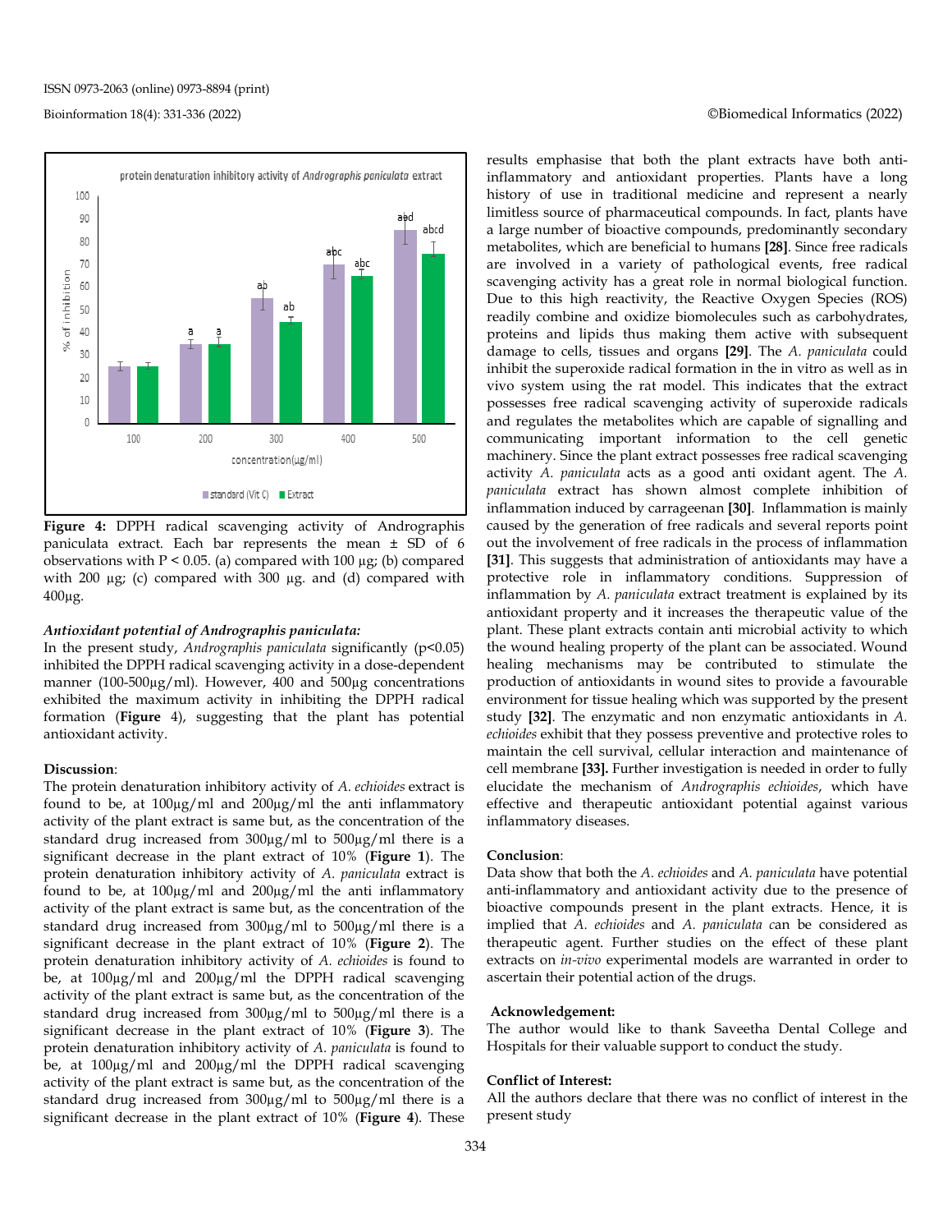Figure 4: DPPH radical scavenging activity of Andrographis paniculata extract. Each bar represents the mean ± SD of 6 observations with $P < 0.05$. (a) compared with 100 µg; (b) compared with 200 µg; (c) compared with 300 µg. and (d) compared with 400µg.

***Antioxidant potential of Andrographis paniculata:***

In the present study, *Andrographis paniculata* significantly ($p<0.05$) inhibited the DPPH radical scavenging activity in a dose-dependent manner (100-500µg/ml). However, 400 and 500µg concentrations exhibited the maximum activity in inhibiting the DPPH radical formation (**Figure** 4), suggesting that the plant has potential antioxidant activity.

**Discussion**:

The protein denaturation inhibitory activity of *A. echioides* extract is found to be, at 100µg/ml and 200µg/ml the anti inflammatory activity of the plant extract is same but, as the concentration of the standard drug increased from 300µg/ml to 500µg/ml there is a significant decrease in the plant extract of 10% (**Figure 1**). The protein denaturation inhibitory activity of *A. paniculata* extract is found to be, at 100µg/ml and 200µg/ml the anti inflammatory activity of the plant extract is same but, as the concentration of the standard drug increased from 300µg/ml to 500µg/ml there is a significant decrease in the plant extract of 10% (**Figure 2**). The protein denaturation inhibitory activity of *A. echioides* is found to be, at 100µg/ml and 200µg/ml the DPPH radical scavenging activity of the plant extract is same but, as the concentration of the standard drug increased from 300µg/ml to 500µg/ml there is a significant decrease in the plant extract of 10% (**Figure 3**). The protein denaturation inhibitory activity of *A. paniculata* is found to be, at 100µg/ml and 200µg/ml the DPPH radical scavenging activity of the plant extract is same but, as the concentration of the standard drug increased from 300µg/ml to 500µg/ml there is a significant decrease in the plant extract of 10% (**Figure 4**). These results emphasise that both the plant extracts have both anti-inflammatory and antioxidant properties. Plants have a long history of use in traditional medicine and represent a nearly limitless source of pharmaceutical compounds. In fact, plants have a large number of bioactive compounds, predominantly secondary metabolites, which are beneficial to humans **[28]**. Since free radicals are involved in a variety of pathological events, free radical scavenging activity has a great role in normal biological function. Due to this high reactivity, the Reactive Oxygen Species (ROS) readily combine and oxidize biomolecules such as carbohydrates, proteins and lipids thus making them active with subsequent damage to cells, tissues and organs **[29]**. The *A. paniculata* could inhibit the superoxide radical formation in the in vitro as well as in vivo system using the rat model. This indicates that the extract possesses free radical scavenging activity of superoxide radicals and regulates the metabolites which are capable of signalling and communicating important information to the cell genetic machinery. Since the plant extract possesses free radical scavenging activity *A. paniculata* acts as a good anti oxidant agent. The *A. paniculata* extract has shown almost complete inhibition of inflammation induced by carrageenan **[30]**. Inflammation is mainly caused by the generation of free radicals and several reports point out the involvement of free radicals in the process of inflammation **[31]**. This suggests that administration of antioxidants may have a protective role in inflammatory conditions. Suppression of inflammation by *A. paniculata* extract treatment is explained by its antioxidant property and it increases the therapeutic value of the plant. These plant extracts contain anti microbial activity to which the wound healing property of the plant can be associated. Wound healing mechanisms may be contributed to stimulate the production of antioxidants in wound sites to provide a favourable environment for tissue healing which was supported by the present study **[32]**. The enzymatic and non enzymatic antioxidants in *A. echioides* exhibit that they possess preventive and protective roles to maintain the cell survival, cellular interaction and maintenance of cell membrane **[33].** Further investigation is needed in order to fully elucidate the mechanism of *Andrographis echioides*, which have effective and therapeutic antioxidant potential against various inflammatory diseases.

**Conclusion**:

Data show that both the *A. echioides* and *A. paniculata* have potential anti-inflammatory and antioxidant activity due to the presence of bioactive compounds present in the plant extracts. Hence, it is implied that *A. echioides* and *A. paniculata* can be considered as therapeutic agent. Further studies on the effect of these plant extracts on *in-vivo* experimental models are warranted in order to ascertain their potential action of the drugs.

**Acknowledgement:**

The author would like to thank Saveetha Dental College and Hospitals for their valuable support to conduct the study.

**Conflict of Interest:**

All the authors declare that there was no conflict of interest in the present study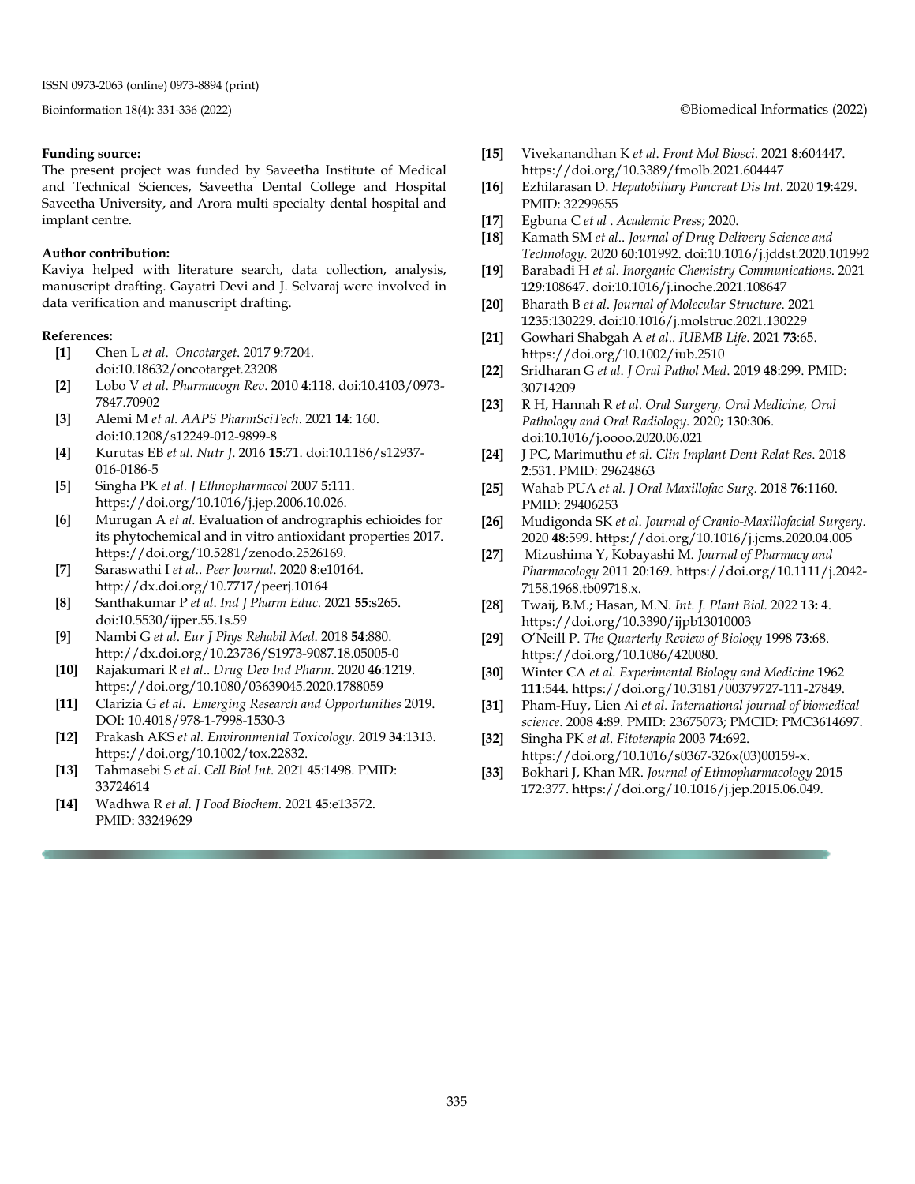**Funding source:**

The present project was funded by Saveetha Institute of Medical and Technical Sciences, Saveetha Dental College and Hospital Saveetha University, and Arora multi specialty dental hospital and implant centre.

**Author contribution:**

Kaviya helped with literature search, data collection, analysis, manuscript drafting. Gayatri Devi and J. Selvaraj were involved in data verification and manuscript drafting.

**References:**

- **[1]** Chen L *et al*. *Oncotarget*. 2017 **9**:7204. doi:10.18632/oncotarget.23208
- **[2]** Lobo V *et al*. *Pharmacogn Rev*. 2010 **4**:118. doi:10.4103/0973-7847.70902
- **[3]** Alemi M *et al. AAPS PharmSciTech*. 2021 **14**: 160. doi:10.1208/s12249-012-9899-8
- **[4]** Kurutas EB *et al*. *Nutr J*. 2016 **15**:71. doi:10.1186/s12937-016-0186-5
- **[5]** Singha PK *et al*. *J Ethnopharmacol* 2007 **5:**111. https://doi.org/10.1016/j.jep.2006.10.026.
- **[6]** Murugan A *et al.* Evaluation of andrographis echioides for its phytochemical and in vitro antioxidant properties 2017. https://doi.org/10.5281/zenodo.2526169.
- **[7]** Saraswathi I *et al*.. *Peer Journal*. 2020 **8**:e10164. http://dx.doi.org/10.7717/peerj.10164
- **[8]** Santhakumar P *et al*. *Ind J Pharm Educ*. 2021 **55**:s265. doi:10.5530/ijper.55.1s.59
- **[9]** Nambi G *et al*. *Eur J Phys Rehabil Med*. 2018 **54**:880. http://dx.doi.org/10.23736/S1973-9087.18.05005-0
- **[10]** Rajakumari R *et al*.. *Drug Dev Ind Pharm*. 2020 **46**:1219. https://doi.org/10.1080/03639045.2020.1788059
- **[11]** Clarizia G *et al*. *Emerging Research and Opportunities* 2019. DOI: 10.4018/978-1-7998-1530-3
- **[12]** Prakash AKS *et al*. *Environmental Toxicology*. 2019 **34**:1313. https://doi.org/10.1002/tox.22832.
- **[13]** Tahmasebi S *et al*. *Cell Biol Int*. 2021 **45**:1498. PMID: 33724614
- **[14]** Wadhwa R *et al. J Food Biochem*. 2021 **45**:e13572. PMID: 33249629
- **[15]** Vivekanandhan K *et al*. *Front Mol Biosci*. 2021 **8**:604447. https://doi.org/10.3389/fmolb.2021.604447
- **[16]** Ezhilarasan D. *Hepatobiliary Pancreat Dis Int*. 2020 **19**:429. PMID: 32299655
- **[17]** Egbuna C *et al* . *Academic Press;* 2020.
- **[18]** Kamath SM *et al*.. *Journal of Drug Delivery Science and Technology*. 2020 **60**:101992. doi:10.1016/j.jddst.2020.101992
- **[19]** Barabadi H *et al*. *Inorganic Chemistry Communications*. 2021 **129**:108647. doi:10.1016/j.inoche.2021.108647
- **[20]** Bharath B *et al*. *Journal of Molecular Structure*. 2021 **1235**:130229. doi:10.1016/j.molstruc.2021.130229
- **[21]** Gowhari Shabgah A *et al*.. *IUBMB Life*. 2021 **73**:65. https://doi.org/10.1002/iub.2510
- **[22]** Sridharan G *et al. J Oral Pathol Med*. 2019 **48**:299. PMID: 30714209
- **[23]** R H, Hannah R *et al*. *Oral Surgery, Oral Medicine, Oral Pathology and Oral Radiology*. 2020; **130**:306. doi:10.1016/j.oooo.2020.06.021
- **[24]** J PC, Marimuthu *et al. Clin Implant Dent Relat Res*. 2018 **2**:531. PMID: 29624863
- **[25]** Wahab PUA *et al. J Oral Maxillofac Surg*. 2018 **76**:1160. PMID: 29406253
- **[26]** Mudigonda SK *et al*. *Journal of Cranio-Maxillofacial Surgery*. 2020 **48**:599. https://doi.org/10.1016/j.jcms.2020.04.005
- **[27]** Mizushima Y, Kobayashi M. *Journal of Pharmacy and Pharmacology* 2011 **20**:169. https://doi.org/10.1111/j.2042-7158.1968.tb09718.x.
- **[28]** Twaij, B.M.; Hasan, M.N. *Int. J. Plant Biol.* 2022 **13:** 4. https://doi.org/10.3390/ijpb13010003
- **[29]** O'Neill P. *The Quarterly Review of Biology* 1998 **73**:68. https://doi.org/10.1086/420080.
- **[30]** Winter CA *et al. Experimental Biology and Medicine* 1962 **111**:544. https://doi.org/10.3181/00379727-111-27849.
- **[31]** Pham-Huy, Lien Ai *et al. International journal of biomedical science.* 2008 **4:**89. PMID: 23675073; PMCID: PMC3614697.
- **[32]** Singha PK *et al*. *Fitoterapia* 2003 **74**:692. https://doi.org/10.1016/s0367-326x(03)00159-x.
- **[33]** Bokhari J, Khan MR. *Journal of Ethnopharmacology* 2015 **172**:377. https://doi.org/10.1016/j.jep.2015.06.049.